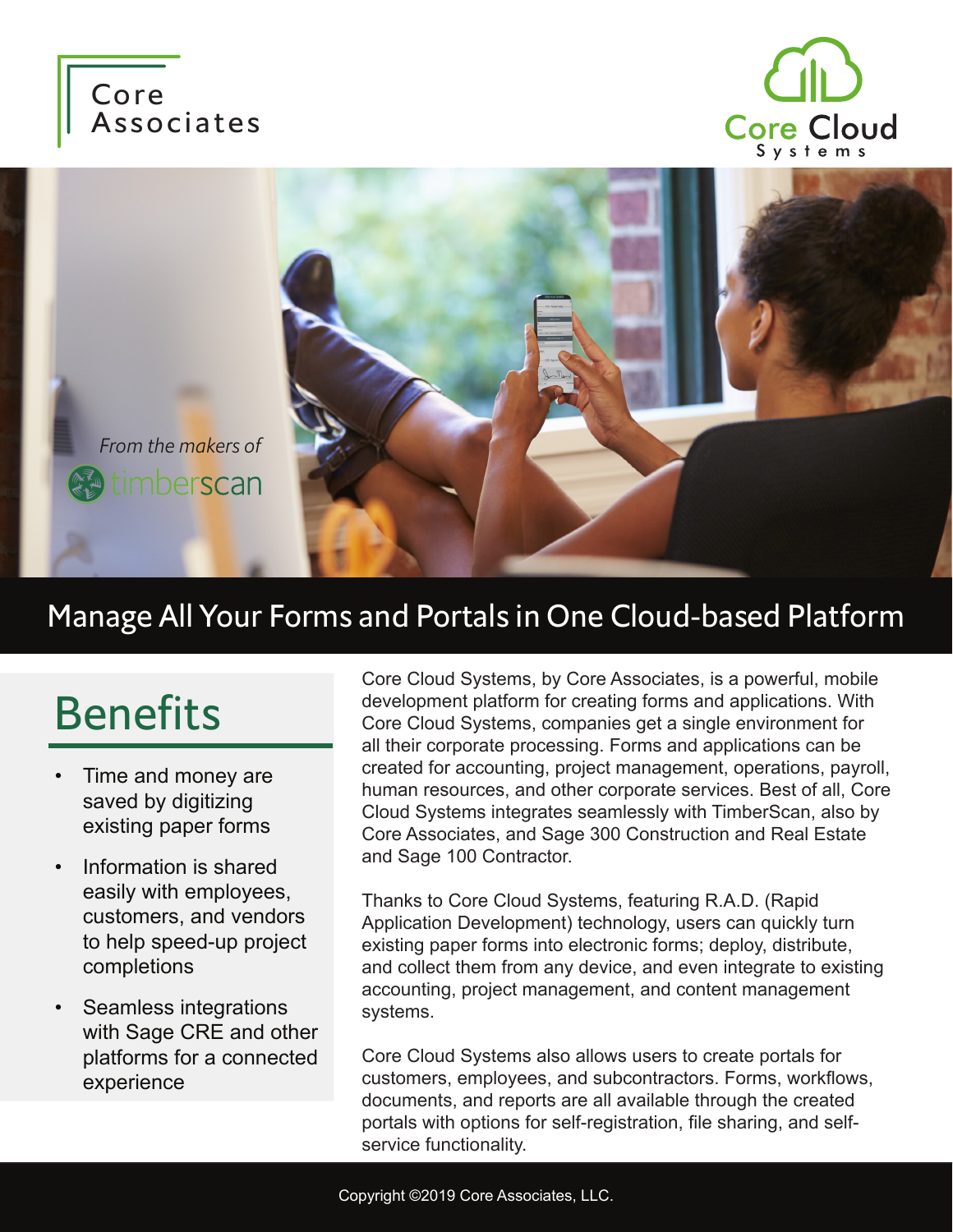Core Associates

Core Cloud Systems

*From the makers of* timberscan

# Manage All Your Forms and Portals in One Cloud-based Platform

## Benefits

- Time and money are saved by digitizing existing paper forms
- Information is shared easily with employees, customers, and vendors to help speed-up project completions
- Seamless integrations with Sage CRE and other platforms for a connected experience

Core Cloud Systems, by Core Associates, is a powerful, mobile development platform for creating forms and applications. With Core Cloud Systems, companies get a single environment for all their corporate processing. Forms and applications can be created for accounting, project management, operations, payroll, human resources, and other corporate services. Best of all, Core Cloud Systems integrates seamlessly with TimberScan, also by Core Associates, and Sage 300 Construction and Real Estate and Sage 100 Contractor.

Thanks to Core Cloud Systems, featuring R.A.D. (Rapid Application Development) technology, users can quickly turn existing paper forms into electronic forms; deploy, distribute, and collect them from any device, and even integrate to existing accounting, project management, and content management systems.

Core Cloud Systems also allows users to create portals for customers, employees, and subcontractors. Forms, workflows, documents, and reports are all available through the created portals with options for self-registration, file sharing, and self-service functionality.

Copyright ©2019 Core Associates, LLC.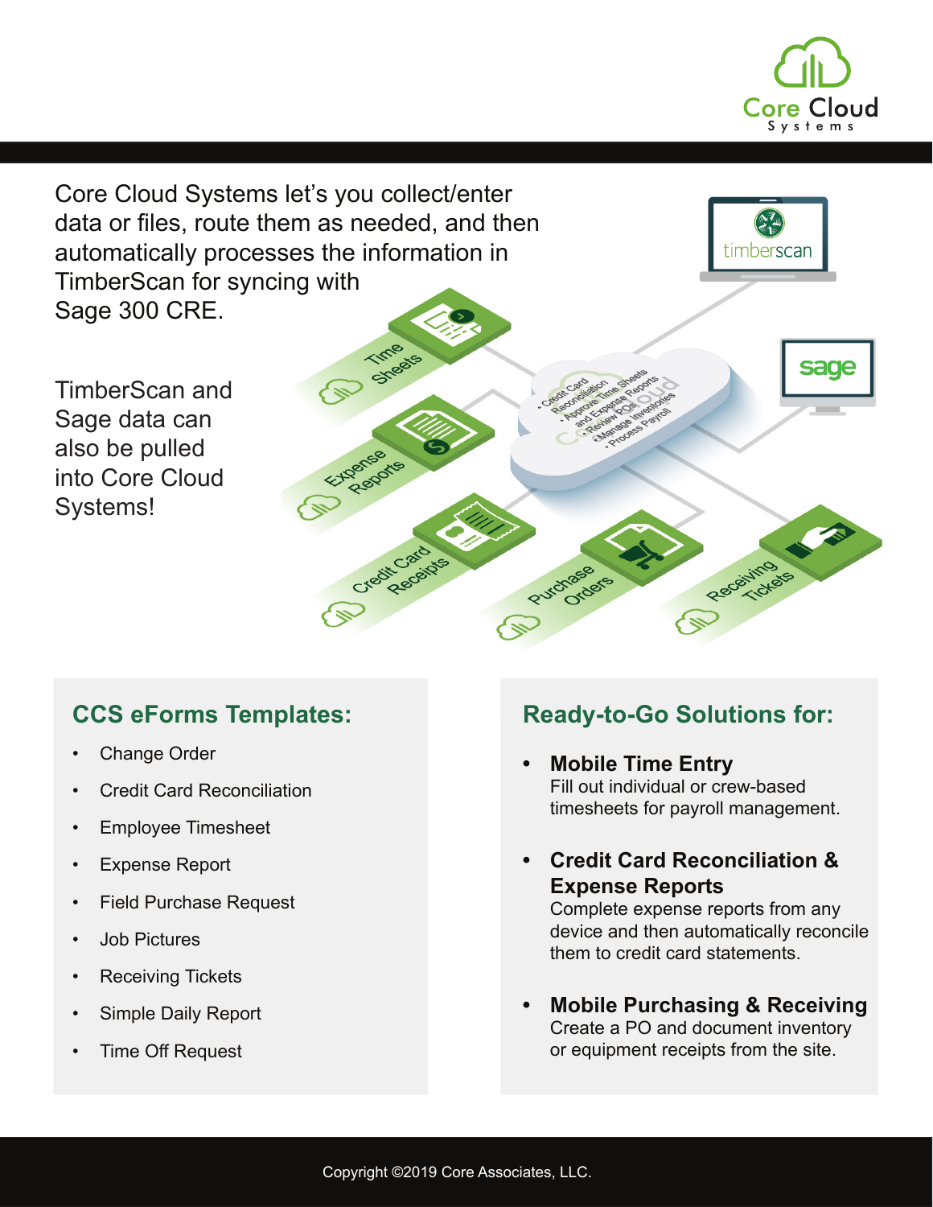Core Cloud Systems let's you collect/enter data or files, route them as needed, and then automatically processes the information in TimberScan for syncing with Sage 300 CRE.

TimberScan and Sage data can also be pulled into Core Cloud Systems!

## CCS eForms Templates:

- Change Order
- Credit Card Reconciliation
- Employee Timesheet
- Expense Report
- Field Purchase Request
- Job Pictures
- Receiving Tickets
- Simple Daily Report
- Time Off Request

## Ready-to-Go Solutions for:

- **Mobile Time Entry**
  Fill out individual or crew-based timesheets for payroll management.

- **Credit Card Reconciliation & Expense Reports**
  Complete expense reports from any device and then automatically reconcile them to credit card statements.

- **Mobile Purchasing & Receiving**
  Create a PO and document inventory or equipment receipts from the site.

Copyright ©2019 Core Associates, LLC.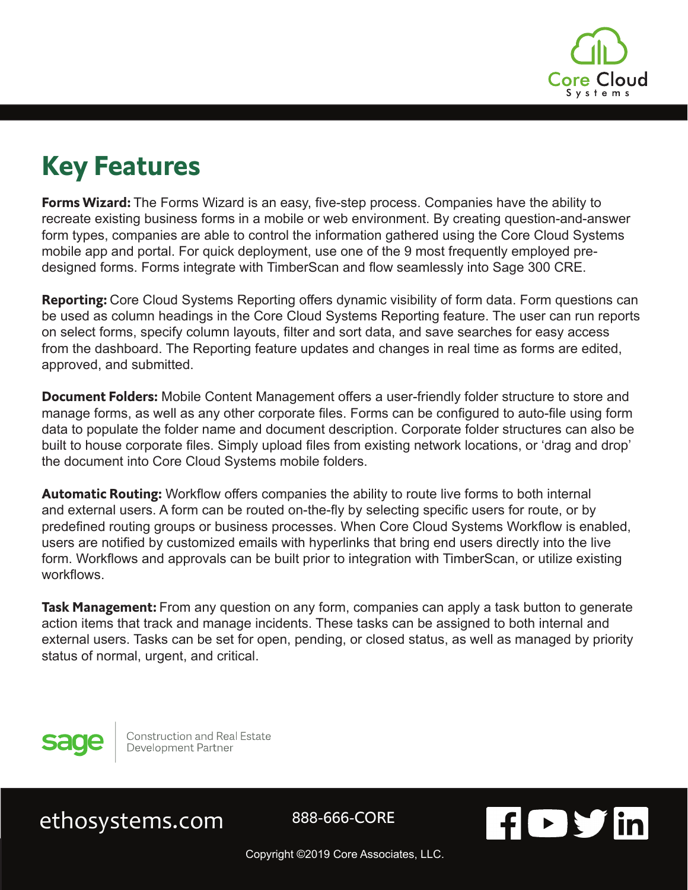## Key Features

**Forms Wizard:** The Forms Wizard is an easy, five-step process. Companies have the ability to recreate existing business forms in a mobile or web environment. By creating question-and-answer form types, companies are able to control the information gathered using the Core Cloud Systems mobile app and portal. For quick deployment, use one of the 9 most frequently employed pre-designed forms. Forms integrate with TimberScan and flow seamlessly into Sage 300 CRE.

**Reporting:** Core Cloud Systems Reporting offers dynamic visibility of form data. Form questions can be used as column headings in the Core Cloud Systems Reporting feature. The user can run reports on select forms, specify column layouts, filter and sort data, and save searches for easy access from the dashboard. The Reporting feature updates and changes in real time as forms are edited, approved, and submitted.

**Document Folders:** Mobile Content Management offers a user-friendly folder structure to store and manage forms, as well as any other corporate files. Forms can be configured to auto-file using form data to populate the folder name and document description. Corporate folder structures can also be built to house corporate files. Simply upload files from existing network locations, or 'drag and drop' the document into Core Cloud Systems mobile folders.

**Automatic Routing:** Workflow offers companies the ability to route live forms to both internal and external users. A form can be routed on-the-fly by selecting specific users for route, or by predefined routing groups or business processes. When Core Cloud Systems Workflow is enabled, users are notified by customized emails with hyperlinks that bring end users directly into the live form. Workflows and approvals can be built prior to integration with TimberScan, or utilize existing workflows.

**Task Management:** From any question on any form, companies can apply a task button to generate action items that track and manage incidents. These tasks can be assigned to both internal and external users. Tasks can be set for open, pending, or closed status, as well as managed by priority status of normal, urgent, and critical.

sage | Construction and Real Estate Development Partner

ethosystems.com    888-666-CORE

Copyright ©2019 Core Associates, LLC.